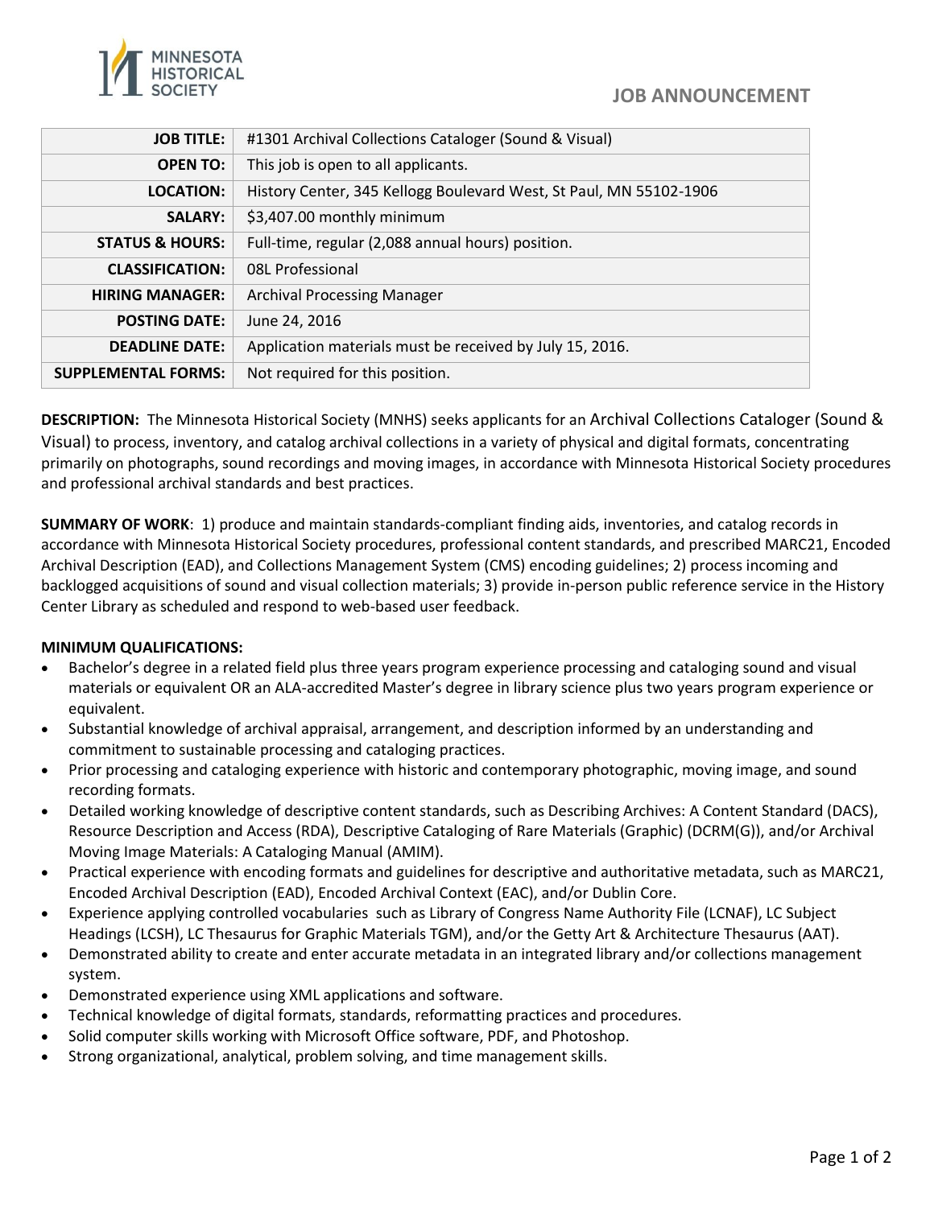MINNESOTA HISTORICAL SOCIETY

# JOB ANNOUNCEMENT

| | |
|---|---|
| **JOB TITLE:** | #1301 Archival Collections Cataloger (Sound & Visual) |
| **OPEN TO:** | This job is open to all applicants. |
| **LOCATION:** | History Center, 345 Kellogg Boulevard West, St Paul, MN 55102-1906 |
| **SALARY:** | $3,407.00 monthly minimum |
| **STATUS & HOURS:** | Full-time, regular (2,088 annual hours) position. |
| **CLASSIFICATION:** | 08L Professional |
| **HIRING MANAGER:** | Archival Processing Manager |
| **POSTING DATE:** | June 24, 2016 |
| **DEADLINE DATE:** | Application materials must be received by July 15, 2016. |
| **SUPPLEMENTAL FORMS:** | Not required for this position. |

**DESCRIPTION:** The Minnesota Historical Society (MNHS) seeks applicants for an Archival Collections Cataloger (Sound & Visual) to process, inventory, and catalog archival collections in a variety of physical and digital formats, concentrating primarily on photographs, sound recordings and moving images, in accordance with Minnesota Historical Society procedures and professional archival standards and best practices.

**SUMMARY OF WORK**: 1) produce and maintain standards-compliant finding aids, inventories, and catalog records in accordance with Minnesota Historical Society procedures, professional content standards, and prescribed MARC21, Encoded Archival Description (EAD), and Collections Management System (CMS) encoding guidelines; 2) process incoming and backlogged acquisitions of sound and visual collection materials; 3) provide in-person public reference service in the History Center Library as scheduled and respond to web-based user feedback.

**MINIMUM QUALIFICATIONS:**

- Bachelor's degree in a related field plus three years program experience processing and cataloging sound and visual materials or equivalent OR an ALA-accredited Master's degree in library science plus two years program experience or equivalent.
- Substantial knowledge of archival appraisal, arrangement, and description informed by an understanding and commitment to sustainable processing and cataloging practices.
- Prior processing and cataloging experience with historic and contemporary photographic, moving image, and sound recording formats.
- Detailed working knowledge of descriptive content standards, such as Describing Archives: A Content Standard (DACS), Resource Description and Access (RDA), Descriptive Cataloging of Rare Materials (Graphic) (DCRM(G)), and/or Archival Moving Image Materials: A Cataloging Manual (AMIM).
- Practical experience with encoding formats and guidelines for descriptive and authoritative metadata, such as MARC21, Encoded Archival Description (EAD), Encoded Archival Context (EAC), and/or Dublin Core.
- Experience applying controlled vocabularies such as Library of Congress Name Authority File (LCNAF), LC Subject Headings (LCSH), LC Thesaurus for Graphic Materials TGM), and/or the Getty Art & Architecture Thesaurus (AAT).
- Demonstrated ability to create and enter accurate metadata in an integrated library and/or collections management system.
- Demonstrated experience using XML applications and software.
- Technical knowledge of digital formats, standards, reformatting practices and procedures.
- Solid computer skills working with Microsoft Office software, PDF, and Photoshop.
- Strong organizational, analytical, problem solving, and time management skills.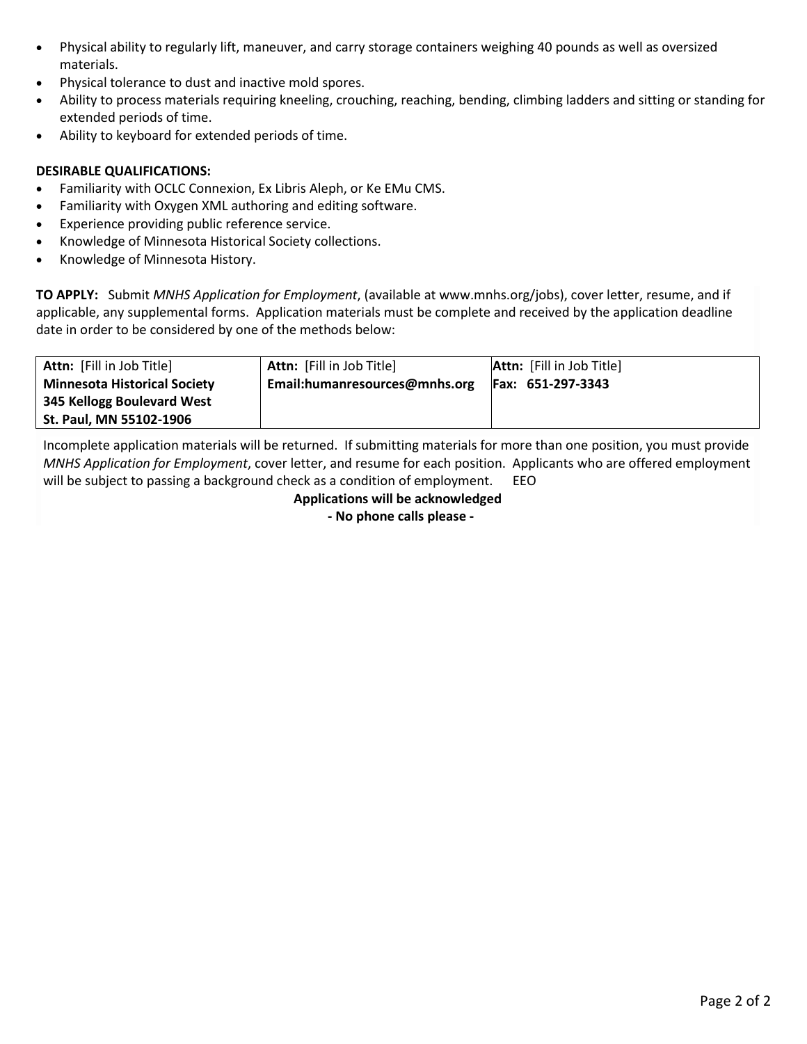- Physical ability to regularly lift, maneuver, and carry storage containers weighing 40 pounds as well as oversized materials.
- Physical tolerance to dust and inactive mold spores.
- Ability to process materials requiring kneeling, crouching, reaching, bending, climbing ladders and sitting or standing for extended periods of time.
- Ability to keyboard for extended periods of time.

**DESIRABLE QUALIFICATIONS:**

- Familiarity with OCLC Connexion, Ex Libris Aleph, or Ke EMu CMS.
- Familiarity with Oxygen XML authoring and editing software.
- Experience providing public reference service.
- Knowledge of Minnesota Historical Society collections.
- Knowledge of Minnesota History.

**TO APPLY:** Submit *MNHS Application for Employment*, (available at www.mnhs.org/jobs), cover letter, resume, and if applicable, any supplemental forms. Application materials must be complete and received by the application deadline date in order to be considered by one of the methods below:

| | | |
|---|---|---|
| **Attn:** [Fill in Job Title]<br>**Minnesota Historical Society**<br>**345 Kellogg Boulevard West**<br>**St. Paul, MN 55102-1906** | **Attn:** [Fill in Job Title]<br>**Email:humanresources@mnhs.org** | **Attn:** [Fill in Job Title]<br>**Fax: 651-297-3343** |

Incomplete application materials will be returned. If submitting materials for more than one position, you must provide *MNHS Application for Employment*, cover letter, and resume for each position. Applicants who are offered employment will be subject to passing a background check as a condition of employment. EEO

**Applications will be acknowledged**

**- No phone calls please -**